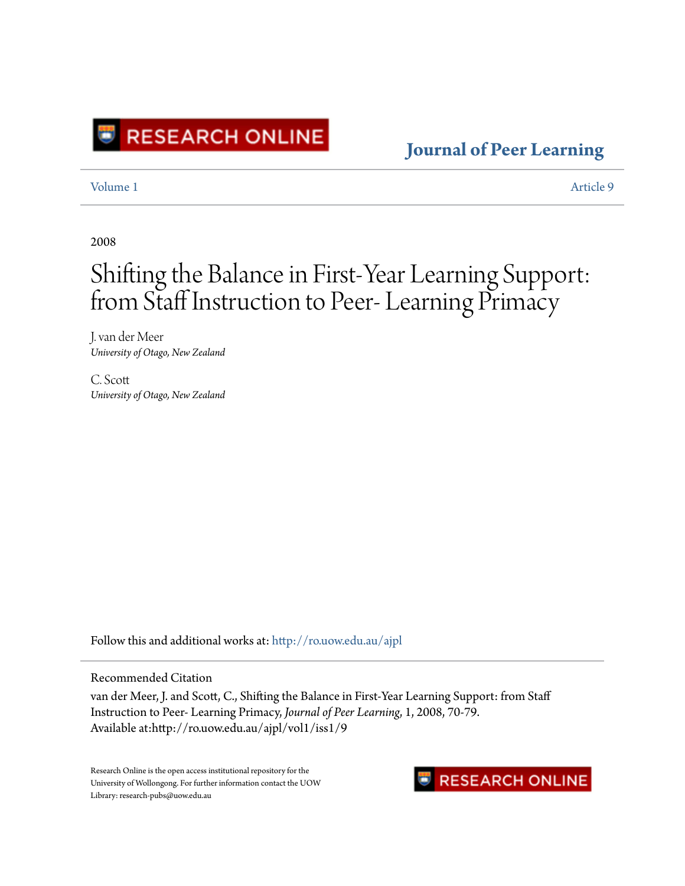RESEARCH ONLINE

Journal of Peer Learning

Volume 1 Article 9

2008

# Shifting the Balance in First-Year Learning Support: from Staff Instruction to Peer- Learning Primacy

J. van der Meer
*University of Otago, New Zealand*

C. Scott
*University of Otago, New Zealand*

Follow this and additional works at: http://ro.uow.edu.au/ajpl

Recommended Citation

van der Meer, J. and Scott, C., Shifting the Balance in First-Year Learning Support: from Staff Instruction to Peer- Learning Primacy, *Journal of Peer Learning*, 1, 2008, 70-79.
Available at:http://ro.uow.edu.au/ajpl/vol1/iss1/9

Research Online is the open access institutional repository for the University of Wollongong. For further information contact the UOW Library: research-pubs@uow.edu.au

RESEARCH ONLINE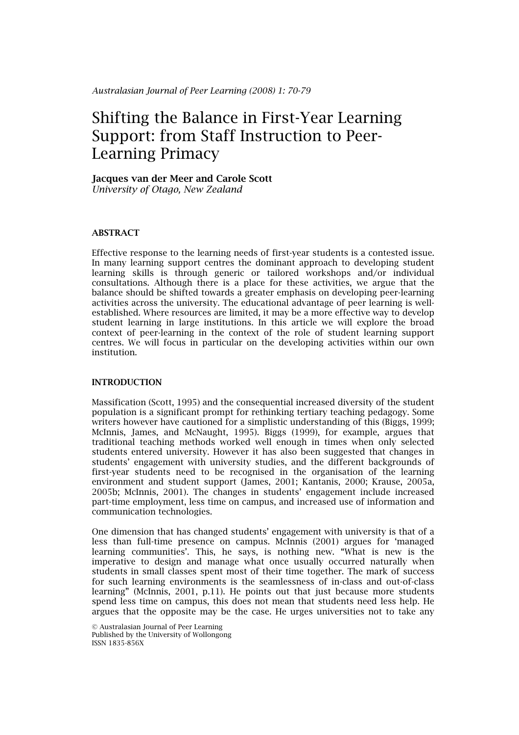# Shifting the Balance in First-Year Learning Support: from Staff Instruction to Peer-Learning Primacy

**Jacques van der Meer and Carole Scott**
*University of Otago, New Zealand*

## ABSTRACT

Effective response to the learning needs of first-year students is a contested issue. In many learning support centres the dominant approach to developing student learning skills is through generic or tailored workshops and/or individual consultations. Although there is a place for these activities, we argue that the balance should be shifted towards a greater emphasis on developing peer-learning activities across the university. The educational advantage of peer learning is well-established. Where resources are limited, it may be a more effective way to develop student learning in large institutions. In this article we will explore the broad context of peer-learning in the context of the role of student learning support centres. We will focus in particular on the developing activities within our own institution.

## INTRODUCTION

Massification (Scott, 1995) and the consequential increased diversity of the student population is a significant prompt for rethinking tertiary teaching pedagogy. Some writers however have cautioned for a simplistic understanding of this (Biggs, 1999; McInnis, James, and McNaught, 1995). Biggs (1999), for example, argues that traditional teaching methods worked well enough in times when only selected students entered university. However it has also been suggested that changes in students' engagement with university studies, and the different backgrounds of first-year students need to be recognised in the organisation of the learning environment and student support (James, 2001; Kantanis, 2000; Krause, 2005a, 2005b; McInnis, 2001). The changes in students' engagement include increased part-time employment, less time on campus, and increased use of information and communication technologies.

One dimension that has changed students' engagement with university is that of a less than full-time presence on campus. McInnis (2001) argues for 'managed learning communities'. This, he says, is nothing new. "What is new is the imperative to design and manage what once usually occurred naturally when students in small classes spent most of their time together. The mark of success for such learning environments is the seamlessness of in-class and out-of-class learning" (McInnis, 2001, p.11). He points out that just because more students spend less time on campus, this does not mean that students need less help. He argues that the opposite may be the case. He urges universities not to take any

© Australasian Journal of Peer Learning
Published by the University of Wollongong
ISSN 1835-856X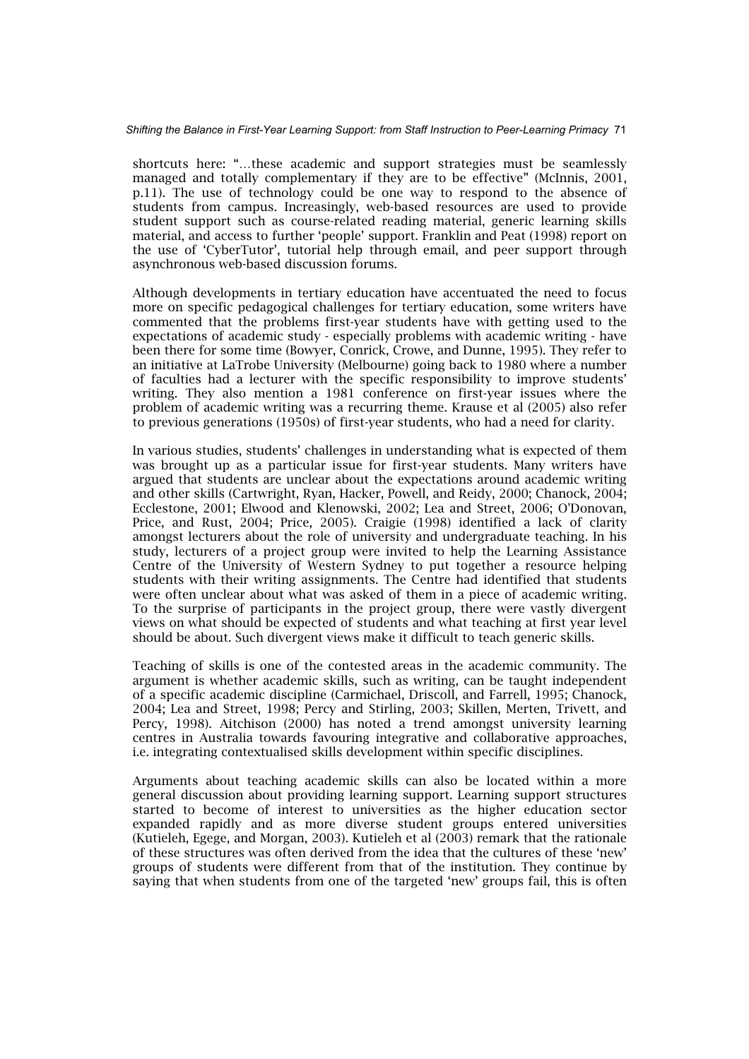shortcuts here: "…these academic and support strategies must be seamlessly managed and totally complementary if they are to be effective" (McInnis, 2001, p.11). The use of technology could be one way to respond to the absence of students from campus. Increasingly, web-based resources are used to provide student support such as course-related reading material, generic learning skills material, and access to further 'people' support. Franklin and Peat (1998) report on the use of 'CyberTutor', tutorial help through email, and peer support through asynchronous web-based discussion forums.

Although developments in tertiary education have accentuated the need to focus more on specific pedagogical challenges for tertiary education, some writers have commented that the problems first-year students have with getting used to the expectations of academic study - especially problems with academic writing - have been there for some time (Bowyer, Conrick, Crowe, and Dunne, 1995). They refer to an initiative at LaTrobe University (Melbourne) going back to 1980 where a number of faculties had a lecturer with the specific responsibility to improve students' writing. They also mention a 1981 conference on first-year issues where the problem of academic writing was a recurring theme. Krause et al (2005) also refer to previous generations (1950s) of first-year students, who had a need for clarity.

In various studies, students' challenges in understanding what is expected of them was brought up as a particular issue for first-year students. Many writers have argued that students are unclear about the expectations around academic writing and other skills (Cartwright, Ryan, Hacker, Powell, and Reidy, 2000; Chanock, 2004; Ecclestone, 2001; Elwood and Klenowski, 2002; Lea and Street, 2006; O'Donovan, Price, and Rust, 2004; Price, 2005). Craigie (1998) identified a lack of clarity amongst lecturers about the role of university and undergraduate teaching. In his study, lecturers of a project group were invited to help the Learning Assistance Centre of the University of Western Sydney to put together a resource helping students with their writing assignments. The Centre had identified that students were often unclear about what was asked of them in a piece of academic writing. To the surprise of participants in the project group, there were vastly divergent views on what should be expected of students and what teaching at first year level should be about. Such divergent views make it difficult to teach generic skills.

Teaching of skills is one of the contested areas in the academic community. The argument is whether academic skills, such as writing, can be taught independent of a specific academic discipline (Carmichael, Driscoll, and Farrell, 1995; Chanock, 2004; Lea and Street, 1998; Percy and Stirling, 2003; Skillen, Merten, Trivett, and Percy, 1998). Aitchison (2000) has noted a trend amongst university learning centres in Australia towards favouring integrative and collaborative approaches, i.e. integrating contextualised skills development within specific disciplines.

Arguments about teaching academic skills can also be located within a more general discussion about providing learning support. Learning support structures started to become of interest to universities as the higher education sector expanded rapidly and as more diverse student groups entered universities (Kutieleh, Egege, and Morgan, 2003). Kutieleh et al (2003) remark that the rationale of these structures was often derived from the idea that the cultures of these 'new' groups of students were different from that of the institution. They continue by saying that when students from one of the targeted 'new' groups fail, this is often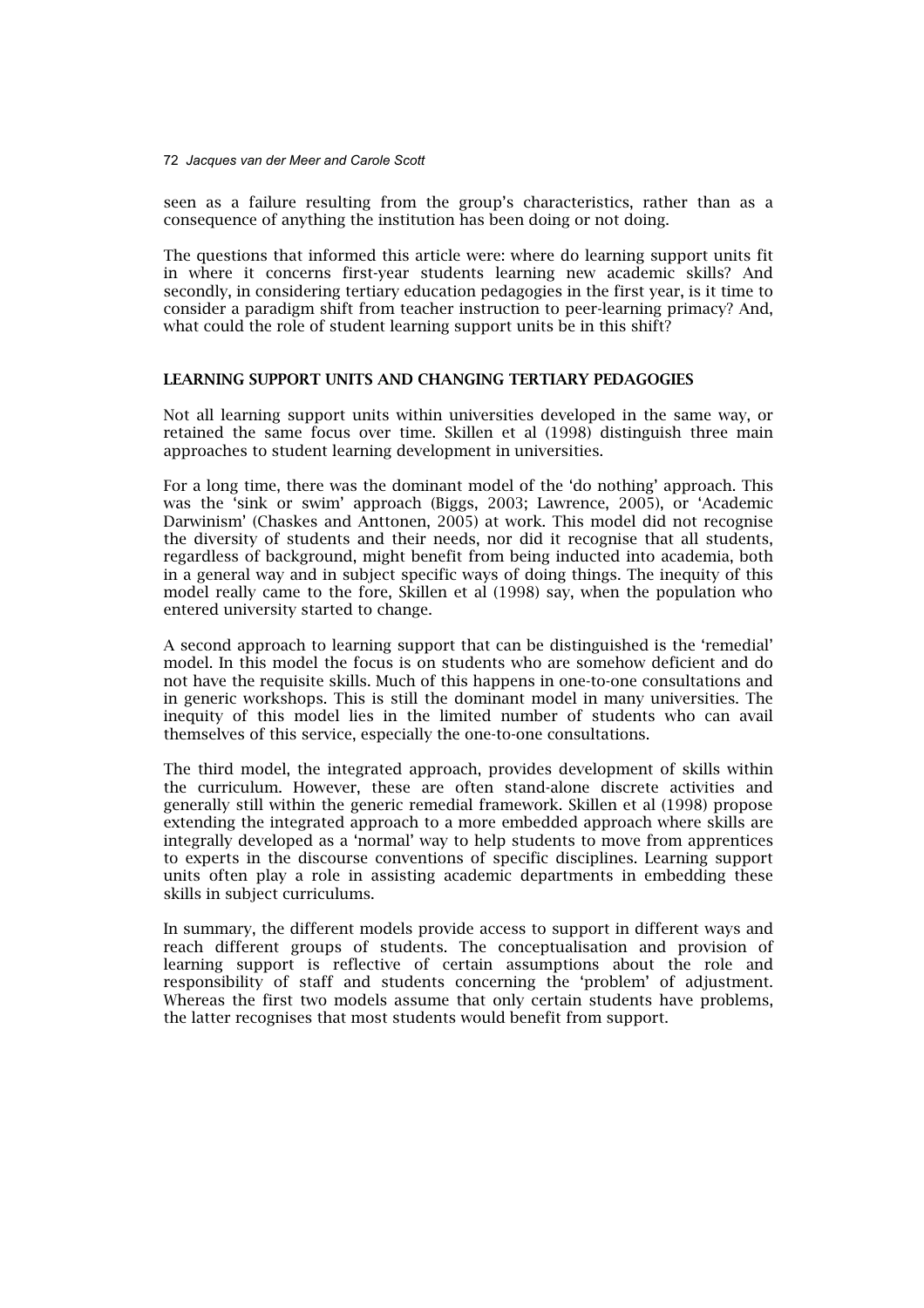seen as a failure resulting from the group's characteristics, rather than as a consequence of anything the institution has been doing or not doing.

The questions that informed this article were: where do learning support units fit in where it concerns first-year students learning new academic skills? And secondly, in considering tertiary education pedagogies in the first year, is it time to consider a paradigm shift from teacher instruction to peer-learning primacy? And, what could the role of student learning support units be in this shift?

## LEARNING SUPPORT UNITS AND CHANGING TERTIARY PEDAGOGIES

Not all learning support units within universities developed in the same way, or retained the same focus over time. Skillen et al (1998) distinguish three main approaches to student learning development in universities.

For a long time, there was the dominant model of the 'do nothing' approach. This was the 'sink or swim' approach (Biggs, 2003; Lawrence, 2005), or 'Academic Darwinism' (Chaskes and Anttonen, 2005) at work. This model did not recognise the diversity of students and their needs, nor did it recognise that all students, regardless of background, might benefit from being inducted into academia, both in a general way and in subject specific ways of doing things. The inequity of this model really came to the fore, Skillen et al (1998) say, when the population who entered university started to change.

A second approach to learning support that can be distinguished is the 'remedial' model. In this model the focus is on students who are somehow deficient and do not have the requisite skills. Much of this happens in one-to-one consultations and in generic workshops. This is still the dominant model in many universities. The inequity of this model lies in the limited number of students who can avail themselves of this service, especially the one-to-one consultations.

The third model, the integrated approach, provides development of skills within the curriculum. However, these are often stand-alone discrete activities and generally still within the generic remedial framework. Skillen et al (1998) propose extending the integrated approach to a more embedded approach where skills are integrally developed as a 'normal' way to help students to move from apprentices to experts in the discourse conventions of specific disciplines. Learning support units often play a role in assisting academic departments in embedding these skills in subject curriculums.

In summary, the different models provide access to support in different ways and reach different groups of students. The conceptualisation and provision of learning support is reflective of certain assumptions about the role and responsibility of staff and students concerning the 'problem' of adjustment. Whereas the first two models assume that only certain students have problems, the latter recognises that most students would benefit from support.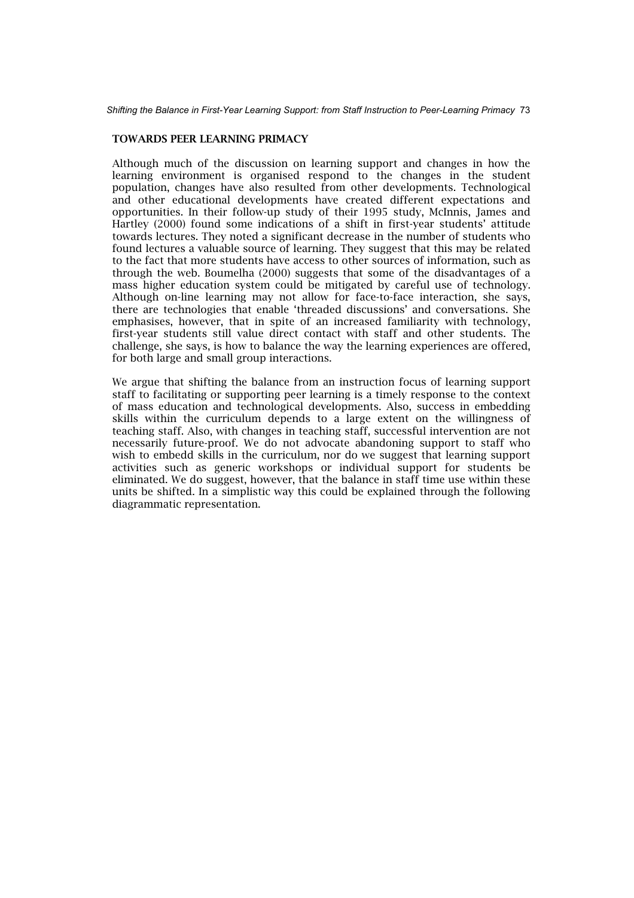## TOWARDS PEER LEARNING PRIMACY

Although much of the discussion on learning support and changes in how the learning environment is organised respond to the changes in the student population, changes have also resulted from other developments. Technological and other educational developments have created different expectations and opportunities. In their follow-up study of their 1995 study, McInnis, James and Hartley (2000) found some indications of a shift in first-year students' attitude towards lectures. They noted a significant decrease in the number of students who found lectures a valuable source of learning. They suggest that this may be related to the fact that more students have access to other sources of information, such as through the web. Boumelha (2000) suggests that some of the disadvantages of a mass higher education system could be mitigated by careful use of technology. Although on-line learning may not allow for face-to-face interaction, she says, there are technologies that enable 'threaded discussions' and conversations. She emphasises, however, that in spite of an increased familiarity with technology, first-year students still value direct contact with staff and other students. The challenge, she says, is how to balance the way the learning experiences are offered, for both large and small group interactions.

We argue that shifting the balance from an instruction focus of learning support staff to facilitating or supporting peer learning is a timely response to the context of mass education and technological developments. Also, success in embedding skills within the curriculum depends to a large extent on the willingness of teaching staff. Also, with changes in teaching staff, successful intervention are not necessarily future-proof. We do not advocate abandoning support to staff who wish to embedd skills in the curriculum, nor do we suggest that learning support activities such as generic workshops or individual support for students be eliminated. We do suggest, however, that the balance in staff time use within these units be shifted. In a simplistic way this could be explained through the following diagrammatic representation.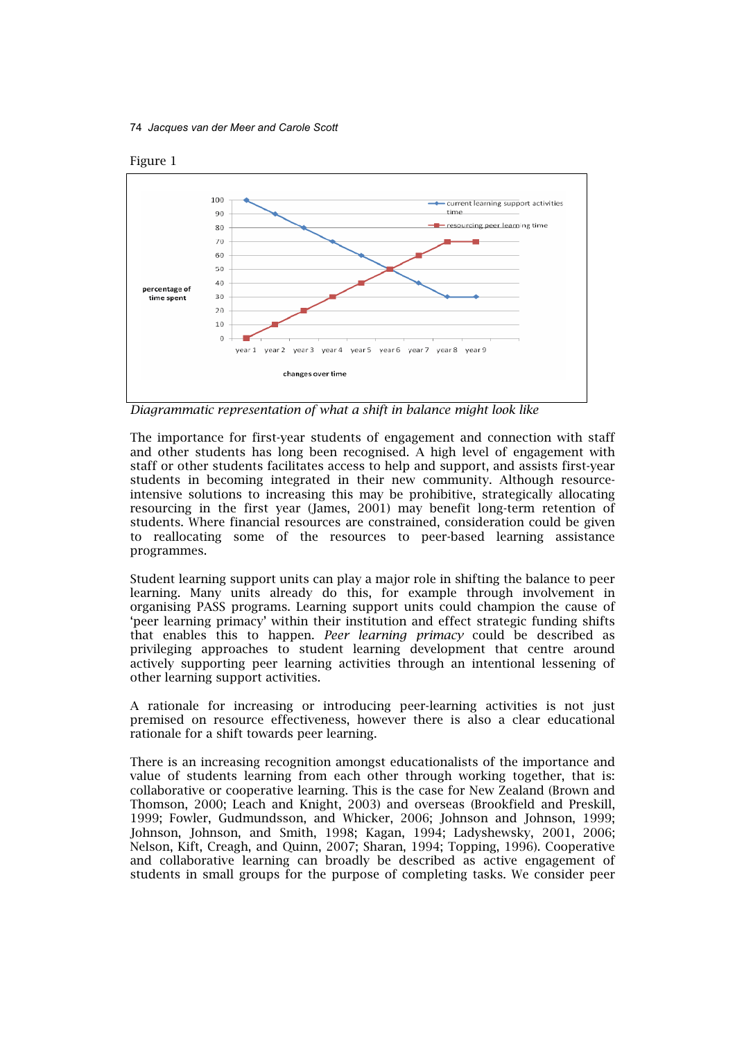Figure 1

*Diagrammatic representation of what a shift in balance might look like*

The importance for first-year students of engagement and connection with staff and other students has long been recognised. A high level of engagement with staff or other students facilitates access to help and support, and assists first-year students in becoming integrated in their new community. Although resource-intensive solutions to increasing this may be prohibitive, strategically allocating resourcing in the first year (James, 2001) may benefit long-term retention of students. Where financial resources are constrained, consideration could be given to reallocating some of the resources to peer-based learning assistance programmes.

Student learning support units can play a major role in shifting the balance to peer learning. Many units already do this, for example through involvement in organising PASS programs. Learning support units could champion the cause of 'peer learning primacy' within their institution and effect strategic funding shifts that enables this to happen. *Peer learning primacy* could be described as privileging approaches to student learning development that centre around actively supporting peer learning activities through an intentional lessening of other learning support activities.

A rationale for increasing or introducing peer-learning activities is not just premised on resource effectiveness, however there is also a clear educational rationale for a shift towards peer learning.

There is an increasing recognition amongst educationalists of the importance and value of students learning from each other through working together, that is: collaborative or cooperative learning. This is the case for New Zealand (Brown and Thomson, 2000; Leach and Knight, 2003) and overseas (Brookfield and Preskill, 1999; Fowler, Gudmundsson, and Whicker, 2006; Johnson and Johnson, 1999; Johnson, Johnson, and Smith, 1998; Kagan, 1994; Ladyshewsky, 2001, 2006; Nelson, Kift, Creagh, and Quinn, 2007; Sharan, 1994; Topping, 1996). Cooperative and collaborative learning can broadly be described as active engagement of students in small groups for the purpose of completing tasks. We consider peer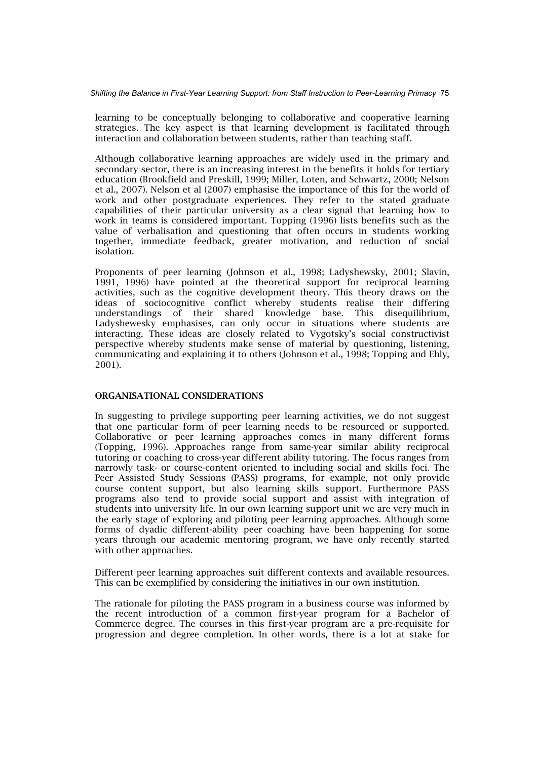learning to be conceptually belonging to collaborative and cooperative learning strategies. The key aspect is that learning development is facilitated through interaction and collaboration between students, rather than teaching staff.

Although collaborative learning approaches are widely used in the primary and secondary sector, there is an increasing interest in the benefits it holds for tertiary education (Brookfield and Preskill, 1999; Miller, Loten, and Schwartz, 2000; Nelson et al., 2007). Nelson et al (2007) emphasise the importance of this for the world of work and other postgraduate experiences. They refer to the stated graduate capabilities of their particular university as a clear signal that learning how to work in teams is considered important. Topping (1996) lists benefits such as the value of verbalisation and questioning that often occurs in students working together, immediate feedback, greater motivation, and reduction of social isolation.

Proponents of peer learning (Johnson et al., 1998; Ladyshewsky, 2001; Slavin, 1991, 1996) have pointed at the theoretical support for reciprocal learning activities, such as the cognitive development theory. This theory draws on the ideas of sociocognitive conflict whereby students realise their differing understandings of their shared knowledge base. This disequilibrium, Ladyshewesky emphasises, can only occur in situations where students are interacting. These ideas are closely related to Vygotsky's social constructivist perspective whereby students make sense of material by questioning, listening, communicating and explaining it to others (Johnson et al., 1998; Topping and Ehly, 2001).

## ORGANISATIONAL CONSIDERATIONS

In suggesting to privilege supporting peer learning activities, we do not suggest that one particular form of peer learning needs to be resourced or supported. Collaborative or peer learning approaches comes in many different forms (Topping, 1996). Approaches range from same-year similar ability reciprocal tutoring or coaching to cross-year different ability tutoring. The focus ranges from narrowly task- or course-content oriented to including social and skills foci. The Peer Assisted Study Sessions (PASS) programs, for example, not only provide course content support, but also learning skills support. Furthermore PASS programs also tend to provide social support and assist with integration of students into university life. In our own learning support unit we are very much in the early stage of exploring and piloting peer learning approaches. Although some forms of dyadic different-ability peer coaching have been happening for some years through our academic mentoring program, we have only recently started with other approaches.

Different peer learning approaches suit different contexts and available resources. This can be exemplified by considering the initiatives in our own institution.

The rationale for piloting the PASS program in a business course was informed by the recent introduction of a common first-year program for a Bachelor of Commerce degree. The courses in this first-year program are a pre-requisite for progression and degree completion. In other words, there is a lot at stake for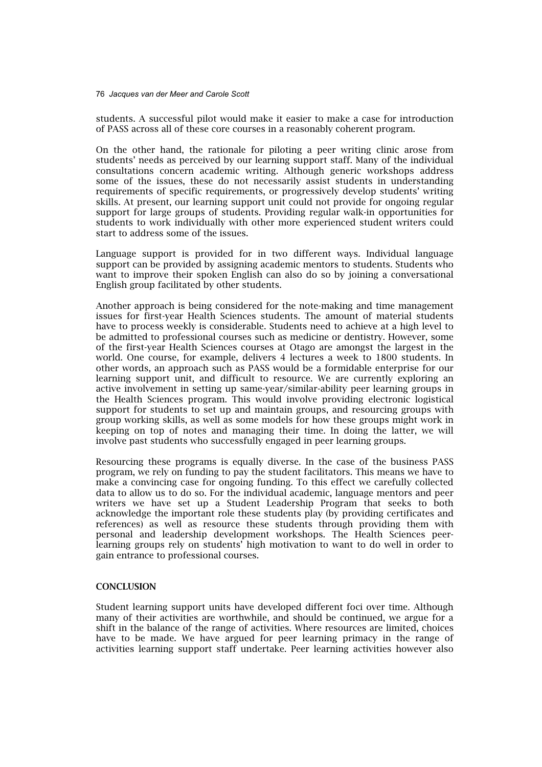students. A successful pilot would make it easier to make a case for introduction of PASS across all of these core courses in a reasonably coherent program.

On the other hand, the rationale for piloting a peer writing clinic arose from students' needs as perceived by our learning support staff. Many of the individual consultations concern academic writing. Although generic workshops address some of the issues, these do not necessarily assist students in understanding requirements of specific requirements, or progressively develop students' writing skills. At present, our learning support unit could not provide for ongoing regular support for large groups of students. Providing regular walk-in opportunities for students to work individually with other more experienced student writers could start to address some of the issues.

Language support is provided for in two different ways. Individual language support can be provided by assigning academic mentors to students. Students who want to improve their spoken English can also do so by joining a conversational English group facilitated by other students.

Another approach is being considered for the note-making and time management issues for first-year Health Sciences students. The amount of material students have to process weekly is considerable. Students need to achieve at a high level to be admitted to professional courses such as medicine or dentistry. However, some of the first-year Health Sciences courses at Otago are amongst the largest in the world. One course, for example, delivers 4 lectures a week to 1800 students. In other words, an approach such as PASS would be a formidable enterprise for our learning support unit, and difficult to resource. We are currently exploring an active involvement in setting up same-year/similar-ability peer learning groups in the Health Sciences program. This would involve providing electronic logistical support for students to set up and maintain groups, and resourcing groups with group working skills, as well as some models for how these groups might work in keeping on top of notes and managing their time. In doing the latter, we will involve past students who successfully engaged in peer learning groups.

Resourcing these programs is equally diverse. In the case of the business PASS program, we rely on funding to pay the student facilitators. This means we have to make a convincing case for ongoing funding. To this effect we carefully collected data to allow us to do so. For the individual academic, language mentors and peer writers we have set up a Student Leadership Program that seeks to both acknowledge the important role these students play (by providing certificates and references) as well as resource these students through providing them with personal and leadership development workshops. The Health Sciences peer-learning groups rely on students' high motivation to want to do well in order to gain entrance to professional courses.

## CONCLUSION

Student learning support units have developed different foci over time. Although many of their activities are worthwhile, and should be continued, we argue for a shift in the balance of the range of activities. Where resources are limited, choices have to be made. We have argued for peer learning primacy in the range of activities learning support staff undertake. Peer learning activities however also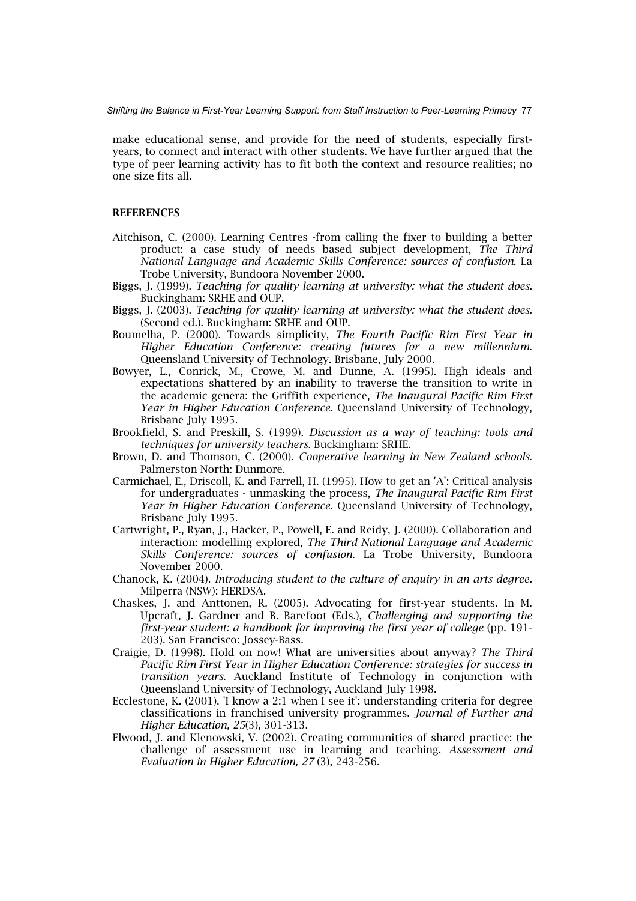make educational sense, and provide for the need of students, especially first-years, to connect and interact with other students. We have further argued that the type of peer learning activity has to fit both the context and resource realities; no one size fits all.

## REFERENCES

Aitchison, C. (2000). Learning Centres -from calling the fixer to building a better product: a case study of needs based subject development, *The Third National Language and Academic Skills Conference: sources of confusion.* La Trobe University, Bundoora November 2000.

Biggs, J. (1999). *Teaching for quality learning at university: what the student does.* Buckingham: SRHE and OUP.

Biggs, J. (2003). *Teaching for quality learning at university: what the student does.* (Second ed.). Buckingham: SRHE and OUP.

Boumelha, P. (2000). Towards simplicity, *The Fourth Pacific Rim First Year in Higher Education Conference: creating futures for a new millennium.* Queensland University of Technology. Brisbane, July 2000.

Bowyer, L., Conrick, M., Crowe, M. and Dunne, A. (1995). High ideals and expectations shattered by an inability to traverse the transition to write in the academic genera: the Griffith experience, *The Inaugural Pacific Rim First Year in Higher Education Conference.* Queensland University of Technology, Brisbane July 1995.

Brookfield, S. and Preskill, S. (1999). *Discussion as a way of teaching: tools and techniques for university teachers.* Buckingham: SRHE.

Brown, D. and Thomson, C. (2000). *Cooperative learning in New Zealand schools.* Palmerston North: Dunmore.

Carmichael, E., Driscoll, K. and Farrell, H. (1995). How to get an 'A': Critical analysis for undergraduates - unmasking the process, *The Inaugural Pacific Rim First Year in Higher Education Conference.* Queensland University of Technology, Brisbane July 1995.

Cartwright, P., Ryan, J., Hacker, P., Powell, E. and Reidy, J. (2000). Collaboration and interaction: modelling explored, *The Third National Language and Academic Skills Conference: sources of confusion.* La Trobe University, Bundoora November 2000.

Chanock, K. (2004). *Introducing student to the culture of enquiry in an arts degree.* Milperra (NSW): HERDSA.

Chaskes, J. and Anttonen, R. (2005). Advocating for first-year students. In M. Upcraft, J. Gardner and B. Barefoot (Eds.), *Challenging and supporting the first-year student: a handbook for improving the first year of college* (pp. 191-203). San Francisco: Jossey-Bass.

Craigie, D. (1998). Hold on now! What are universities about anyway? *The Third Pacific Rim First Year in Higher Education Conference: strategies for success in transition years.* Auckland Institute of Technology in conjunction with Queensland University of Technology, Auckland July 1998.

Ecclestone, K. (2001). 'I know a 2:1 when I see it': understanding criteria for degree classifications in franchised university programmes. *Journal of Further and Higher Education, 25*(3), 301-313.

Elwood, J. and Klenowski, V. (2002). Creating communities of shared practice: the challenge of assessment use in learning and teaching. *Assessment and Evaluation in Higher Education, 27* (3), 243-256.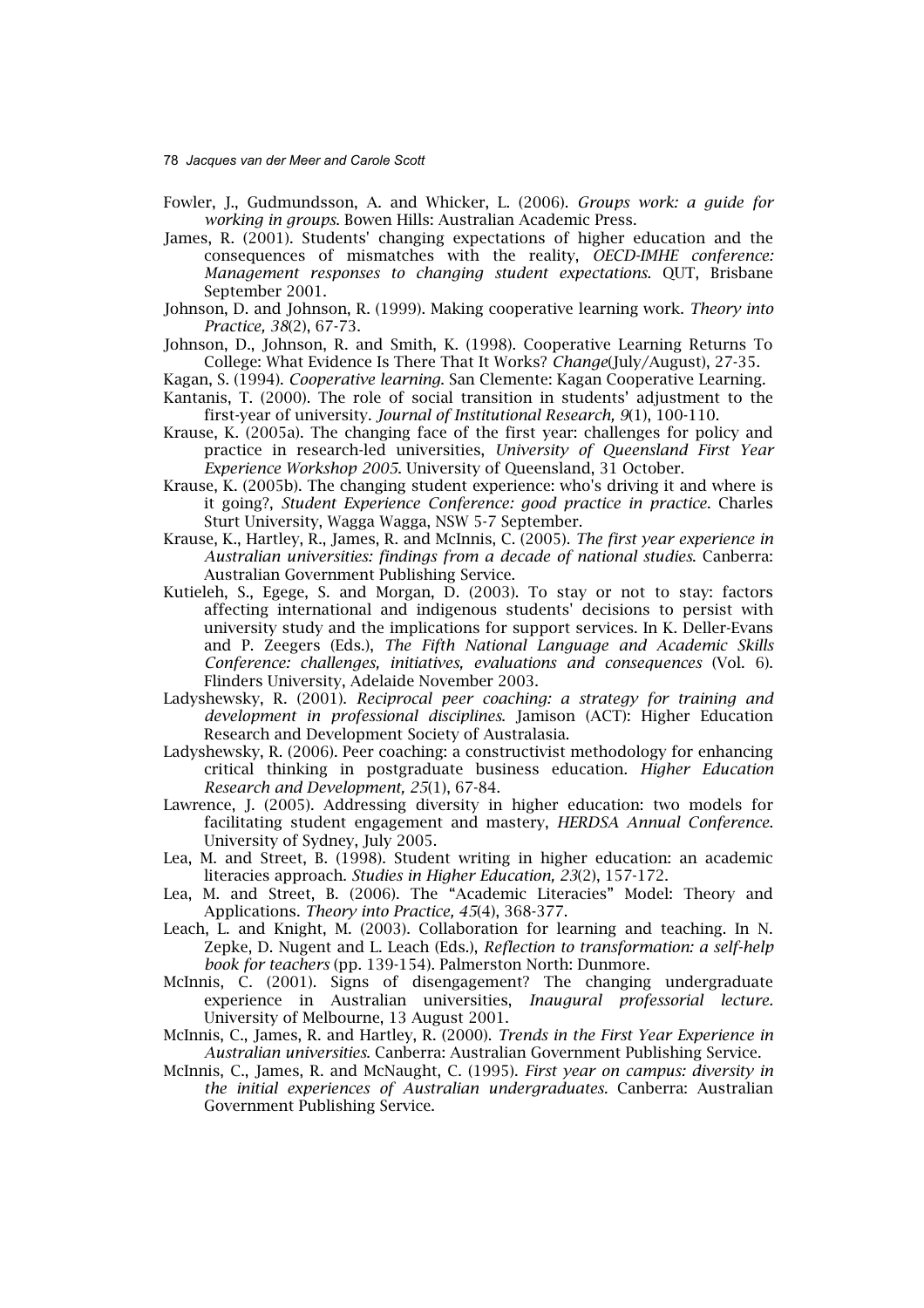Fowler, J., Gudmundsson, A. and Whicker, L. (2006). *Groups work: a guide for working in groups*. Bowen Hills: Australian Academic Press.

James, R. (2001). Students' changing expectations of higher education and the consequences of mismatches with the reality, *OECD-IMHE conference: Management responses to changing student expectations*. QUT, Brisbane September 2001.

Johnson, D. and Johnson, R. (1999). Making cooperative learning work. *Theory into Practice, 38*(2), 67-73.

Johnson, D., Johnson, R. and Smith, K. (1998). Cooperative Learning Returns To College: What Evidence Is There That It Works? *Change*(July/August), 27-35.

Kagan, S. (1994). *Cooperative learning*. San Clemente: Kagan Cooperative Learning.

Kantanis, T. (2000). The role of social transition in students' adjustment to the first-year of university. *Journal of Institutional Research, 9*(1), 100-110.

Krause, K. (2005a). The changing face of the first year: challenges for policy and practice in research-led universities, *University of Queensland First Year Experience Workshop 2005*. University of Queensland, 31 October.

Krause, K. (2005b). The changing student experience: who's driving it and where is it going?, *Student Experience Conference: good practice in practice*. Charles Sturt University, Wagga Wagga, NSW 5-7 September.

Krause, K., Hartley, R., James, R. and McInnis, C. (2005). *The first year experience in Australian universities: findings from a decade of national studies*. Canberra: Australian Government Publishing Service.

Kutieleh, S., Egege, S. and Morgan, D. (2003). To stay or not to stay: factors affecting international and indigenous students' decisions to persist with university study and the implications for support services. In K. Deller-Evans and P. Zeegers (Eds.), *The Fifth National Language and Academic Skills Conference: challenges, initiatives, evaluations and consequences* (Vol. 6). Flinders University, Adelaide November 2003.

Ladyshewsky, R. (2001). *Reciprocal peer coaching: a strategy for training and development in professional disciplines*. Jamison (ACT): Higher Education Research and Development Society of Australasia.

Ladyshewsky, R. (2006). Peer coaching: a constructivist methodology for enhancing critical thinking in postgraduate business education. *Higher Education Research and Development, 25*(1), 67-84.

Lawrence, J. (2005). Addressing diversity in higher education: two models for facilitating student engagement and mastery, *HERDSA Annual Conference*. University of Sydney, July 2005.

Lea, M. and Street, B. (1998). Student writing in higher education: an academic literacies approach. *Studies in Higher Education, 23*(2), 157-172.

Lea, M. and Street, B. (2006). The "Academic Literacies" Model: Theory and Applications. *Theory into Practice, 45*(4), 368-377.

Leach, L. and Knight, M. (2003). Collaboration for learning and teaching. In N. Zepke, D. Nugent and L. Leach (Eds.), *Reflection to transformation: a self-help book for teachers* (pp. 139-154). Palmerston North: Dunmore.

McInnis, C. (2001). Signs of disengagement? The changing undergraduate experience in Australian universities, *Inaugural professorial lecture*. University of Melbourne, 13 August 2001.

McInnis, C., James, R. and Hartley, R. (2000). *Trends in the First Year Experience in Australian universities*. Canberra: Australian Government Publishing Service.

McInnis, C., James, R. and McNaught, C. (1995). *First year on campus: diversity in the initial experiences of Australian undergraduates*. Canberra: Australian Government Publishing Service.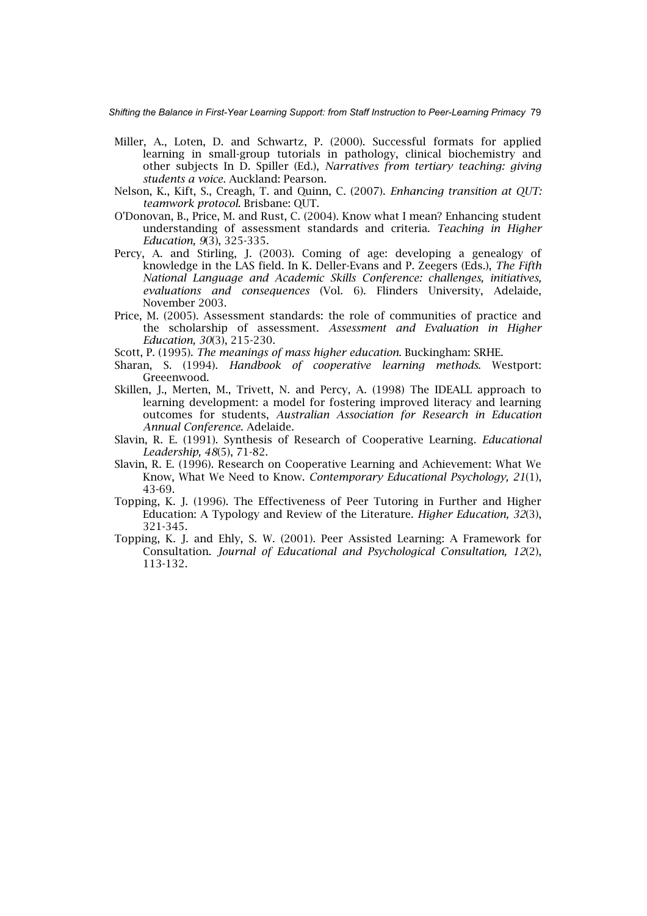Miller, A., Loten, D. and Schwartz, P. (2000). Successful formats for applied learning in small-group tutorials in pathology, clinical biochemistry and other subjects In D. Spiller (Ed.), *Narratives from tertiary teaching: giving students a voice*. Auckland: Pearson.

Nelson, K., Kift, S., Creagh, T. and Quinn, C. (2007). *Enhancing transition at QUT: teamwork protocol*. Brisbane: QUT.

O'Donovan, B., Price, M. and Rust, C. (2004). Know what I mean? Enhancing student understanding of assessment standards and criteria. *Teaching in Higher Education, 9*(3), 325-335.

Percy, A. and Stirling, J. (2003). Coming of age: developing a genealogy of knowledge in the LAS field. In K. Deller-Evans and P. Zeegers (Eds.), *The Fifth National Language and Academic Skills Conference: challenges, initiatives, evaluations and consequences* (Vol. 6). Flinders University, Adelaide, November 2003.

Price, M. (2005). Assessment standards: the role of communities of practice and the scholarship of assessment. *Assessment and Evaluation in Higher Education, 30*(3), 215-230.

Scott, P. (1995). *The meanings of mass higher education*. Buckingham: SRHE.

Sharan, S. (1994). *Handbook of cooperative learning methods*. Westport: Greeenwood.

Skillen, J., Merten, M., Trivett, N. and Percy, A. (1998) The IDEALL approach to learning development: a model for fostering improved literacy and learning outcomes for students, *Australian Association for Research in Education Annual Conference*. Adelaide.

Slavin, R. E. (1991). Synthesis of Research of Cooperative Learning. *Educational Leadership, 48*(5), 71-82.

Slavin, R. E. (1996). Research on Cooperative Learning and Achievement: What We Know, What We Need to Know. *Contemporary Educational Psychology, 21*(1), 43-69.

Topping, K. J. (1996). The Effectiveness of Peer Tutoring in Further and Higher Education: A Typology and Review of the Literature. *Higher Education, 32*(3), 321-345.

Topping, K. J. and Ehly, S. W. (2001). Peer Assisted Learning: A Framework for Consultation. *Journal of Educational and Psychological Consultation, 12*(2), 113-132.